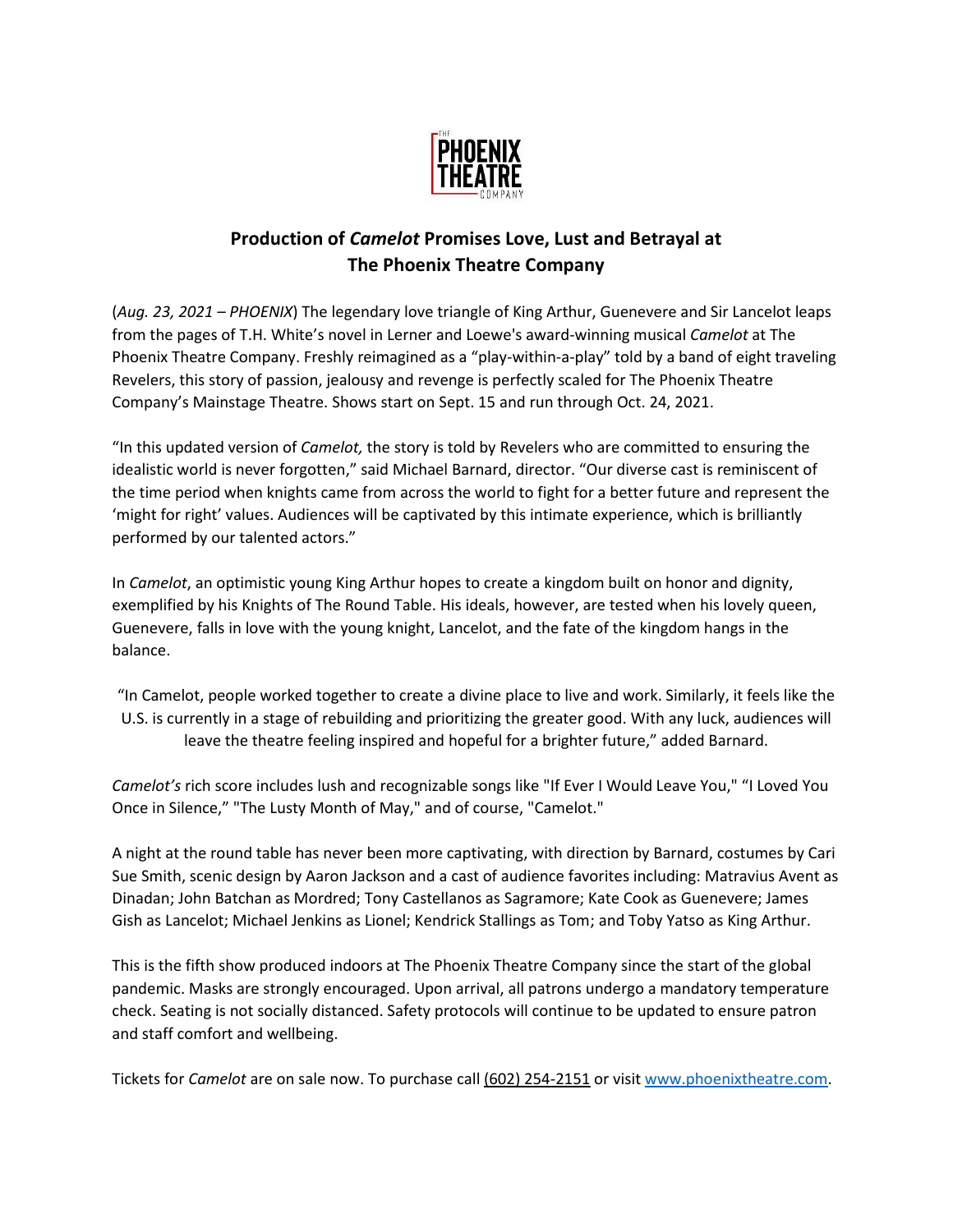THE PHOENIX THEATRE COMPANY

# Production of *Camelot* Promises Love, Lust and Betrayal at The Phoenix Theatre Company

(*Aug. 23, 2021 – PHOENIX*) The legendary love triangle of King Arthur, Guenevere and Sir Lancelot leaps from the pages of T.H. White's novel in Lerner and Loewe's award-winning musical *Camelot* at The Phoenix Theatre Company. Freshly reimagined as a "play-within-a-play" told by a band of eight traveling Revelers, this story of passion, jealousy and revenge is perfectly scaled for The Phoenix Theatre Company's Mainstage Theatre. Shows start on Sept. 15 and run through Oct. 24, 2021.

"In this updated version of *Camelot,* the story is told by Revelers who are committed to ensuring the idealistic world is never forgotten," said Michael Barnard, director. "Our diverse cast is reminiscent of the time period when knights came from across the world to fight for a better future and represent the 'might for right' values. Audiences will be captivated by this intimate experience, which is brilliantly performed by our talented actors."

In *Camelot*, an optimistic young King Arthur hopes to create a kingdom built on honor and dignity, exemplified by his Knights of The Round Table. His ideals, however, are tested when his lovely queen, Guenevere, falls in love with the young knight, Lancelot, and the fate of the kingdom hangs in the balance.

"In Camelot, people worked together to create a divine place to live and work. Similarly, it feels like the U.S. is currently in a stage of rebuilding and prioritizing the greater good. With any luck, audiences will leave the theatre feeling inspired and hopeful for a brighter future," added Barnard.

*Camelot's* rich score includes lush and recognizable songs like "If Ever I Would Leave You," "I Loved You Once in Silence," "The Lusty Month of May," and of course, "Camelot."

A night at the round table has never been more captivating, with direction by Barnard, costumes by Cari Sue Smith, scenic design by Aaron Jackson and a cast of audience favorites including: Matravius Avent as Dinadan; John Batchan as Mordred; Tony Castellanos as Sagramore; Kate Cook as Guenevere; James Gish as Lancelot; Michael Jenkins as Lionel; Kendrick Stallings as Tom; and Toby Yatso as King Arthur.

This is the fifth show produced indoors at The Phoenix Theatre Company since the start of the global pandemic. Masks are strongly encouraged. Upon arrival, all patrons undergo a mandatory temperature check. Seating is not socially distanced. Safety protocols will continue to be updated to ensure patron and staff comfort and wellbeing.

Tickets for *Camelot* are on sale now. To purchase call (602) 254-2151 or visit www.phoenixtheatre.com.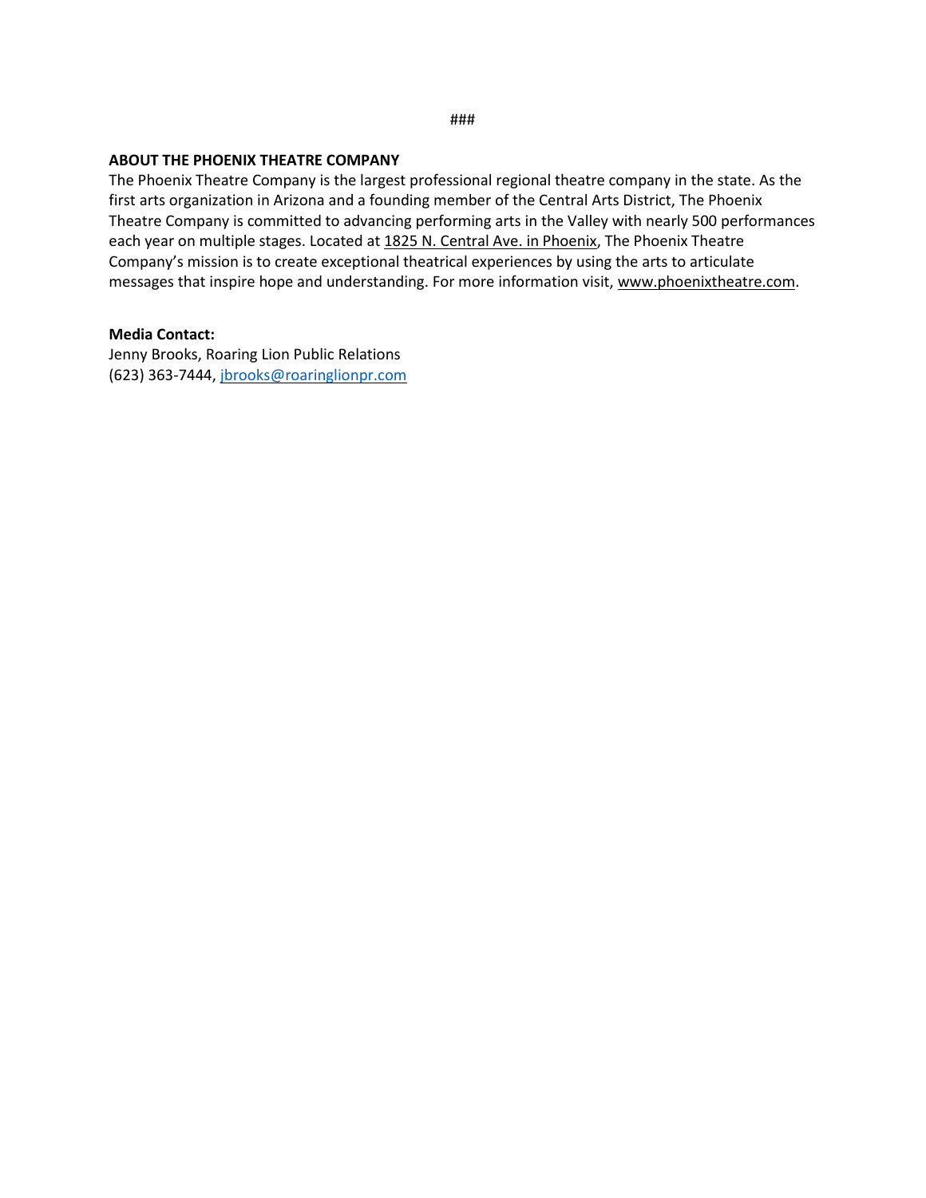###

**ABOUT THE PHOENIX THEATRE COMPANY**
The Phoenix Theatre Company is the largest professional regional theatre company in the state. As the first arts organization in Arizona and a founding member of the Central Arts District, The Phoenix Theatre Company is committed to advancing performing arts in the Valley with nearly 500 performances each year on multiple stages. Located at 1825 N. Central Ave. in Phoenix, The Phoenix Theatre Company's mission is to create exceptional theatrical experiences by using the arts to articulate messages that inspire hope and understanding. For more information visit, www.phoenixtheatre.com.

**Media Contact:**
Jenny Brooks, Roaring Lion Public Relations
(623) 363-7444, jbrooks@roaringlionpr.com